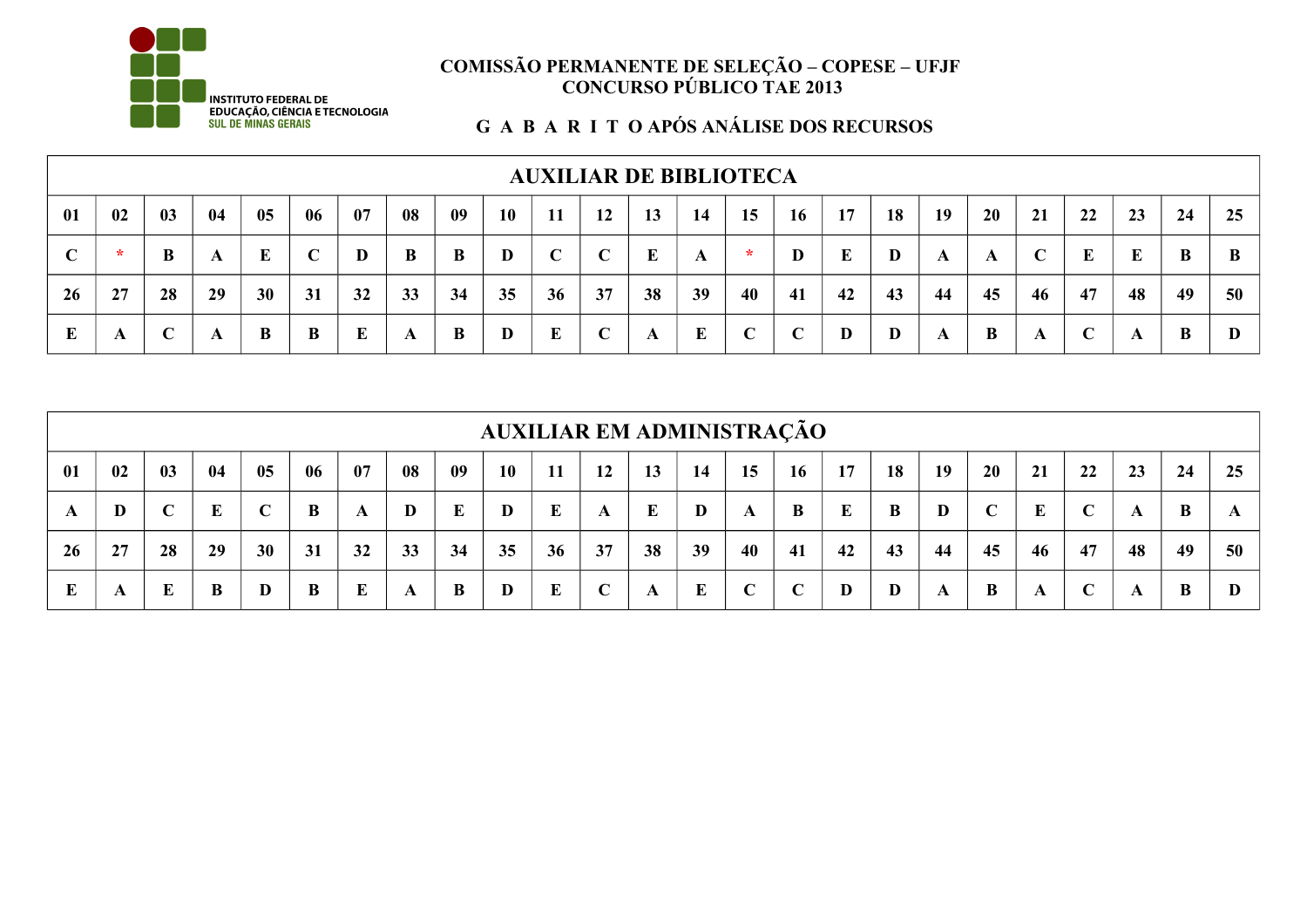INSTITUTO FEDERAL DE EDUCAÇÃO, CIÊNCIA E TECNOLOGIA
SUL DE MINAS GERAIS

**COMISSÃO PERMANENTE DE SELEÇÃO – COPESE – UFJF**
**CONCURSO PÚBLICO TAE 2013**

**G A B A R I T O APÓS ANÁLISE DOS RECURSOS**

## AUXILIAR DE BIBLIOTECA

| 01 | 02 | 03 | 04 | 05 | 06 | 07 | 08 | 09 | 10 | 11 | 12 | 13 | 14 | 15 | 16 | 17 | 18 | 19 | 20 | 21 | 22 | 23 | 24 | 25 |
|---|---|---|---|---|---|---|---|---|---|---|---|---|---|---|---|---|---|---|---|---|---|---|---|---|
| C | * | B | A | E | C | D | B | B | D | C | C | E | A | * | D | E | D | A | A | C | E | E | B | B |
| **26** | **27** | **28** | **29** | **30** | **31** | **32** | **33** | **34** | **35** | **36** | **37** | **38** | **39** | **40** | **41** | **42** | **43** | **44** | **45** | **46** | **47** | **48** | **49** | **50** |
| E | A | C | A | B | B | E | A | B | D | E | C | A | E | C | C | D | D | A | B | A | C | A | B | D |

## AUXILIAR EM ADMINISTRAÇÃO

| 01 | 02 | 03 | 04 | 05 | 06 | 07 | 08 | 09 | 10 | 11 | 12 | 13 | 14 | 15 | 16 | 17 | 18 | 19 | 20 | 21 | 22 | 23 | 24 | 25 |
|---|---|---|---|---|---|---|---|---|---|---|---|---|---|---|---|---|---|---|---|---|---|---|---|---|
| A | D | C | E | C | B | A | D | E | D | E | A | E | D | A | B | E | B | D | C | E | C | A | B | A |
| **26** | **27** | **28** | **29** | **30** | **31** | **32** | **33** | **34** | **35** | **36** | **37** | **38** | **39** | **40** | **41** | **42** | **43** | **44** | **45** | **46** | **47** | **48** | **49** | **50** |
| E | A | E | B | D | B | E | A | B | D | E | C | A | E | C | C | D | D | A | B | A | C | A | B | D |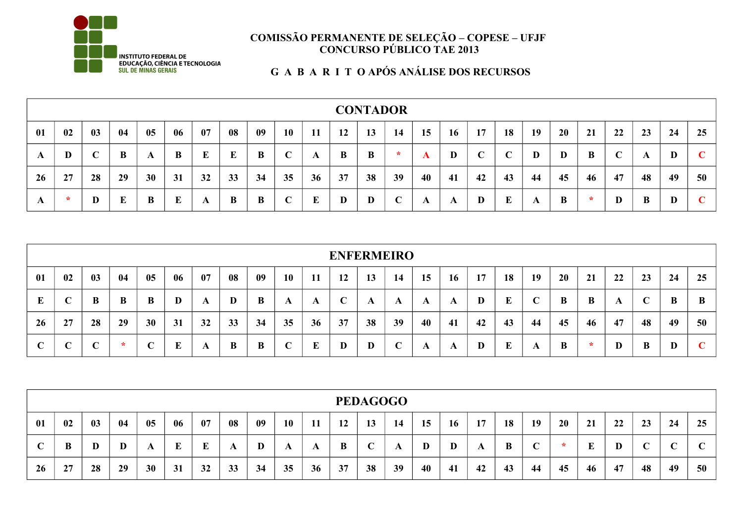INSTITUTO FEDERAL DE EDUCAÇÃO, CIÊNCIA E TECNOLOGIA SUL DE MINAS GERAIS

**COMISSÃO PERMANENTE DE SELEÇÃO – COPESE – UFJF**
**CONCURSO PÚBLICO TAE 2013**

**G A B A R I T O APÓS ANÁLISE DOS RECURSOS**

| CONTADOR | | | | | | | | | | | | | | | | | | | | | | | | |
|---|---|---|---|---|---|---|---|---|---|---|---|---|---|---|---|---|---|---|---|---|---|---|---|---|
| 01 | 02 | 03 | 04 | 05 | 06 | 07 | 08 | 09 | 10 | 11 | 12 | 13 | 14 | 15 | 16 | 17 | 18 | 19 | 20 | 21 | 22 | 23 | 24 | 25 |
| A | D | C | B | A | B | E | E | B | C | A | B | B | * | A | D | C | C | D | D | B | C | A | D | C |
| 26 | 27 | 28 | 29 | 30 | 31 | 32 | 33 | 34 | 35 | 36 | 37 | 38 | 39 | 40 | 41 | 42 | 43 | 44 | 45 | 46 | 47 | 48 | 49 | 50 |
| A | * | D | E | B | E | A | B | B | C | E | D | D | C | A | A | D | E | A | B | * | D | B | D | C |

| ENFERMEIRO | | | | | | | | | | | | | | | | | | | | | | | | |
|---|---|---|---|---|---|---|---|---|---|---|---|---|---|---|---|---|---|---|---|---|---|---|---|---|
| 01 | 02 | 03 | 04 | 05 | 06 | 07 | 08 | 09 | 10 | 11 | 12 | 13 | 14 | 15 | 16 | 17 | 18 | 19 | 20 | 21 | 22 | 23 | 24 | 25 |
| E | C | B | B | B | D | A | D | B | A | A | C | A | A | A | A | D | E | C | B | B | A | C | B | B |
| 26 | 27 | 28 | 29 | 30 | 31 | 32 | 33 | 34 | 35 | 36 | 37 | 38 | 39 | 40 | 41 | 42 | 43 | 44 | 45 | 46 | 47 | 48 | 49 | 50 |
| C | C | C | * | C | E | A | B | B | C | E | D | D | C | A | A | D | E | A | B | * | D | B | D | C |

| PEDAGOGO | | | | | | | | | | | | | | | | | | | | | | | | |
|---|---|---|---|---|---|---|---|---|---|---|---|---|---|---|---|---|---|---|---|---|---|---|---|---|
| 01 | 02 | 03 | 04 | 05 | 06 | 07 | 08 | 09 | 10 | 11 | 12 | 13 | 14 | 15 | 16 | 17 | 18 | 19 | 20 | 21 | 22 | 23 | 24 | 25 |
| C | B | D | D | A | E | E | A | D | A | A | B | C | A | D | D | A | B | C | * | E | D | C | C | C |
| 26 | 27 | 28 | 29 | 30 | 31 | 32 | 33 | 34 | 35 | 36 | 37 | 38 | 39 | 40 | 41 | 42 | 43 | 44 | 45 | 46 | 47 | 48 | 49 | 50 |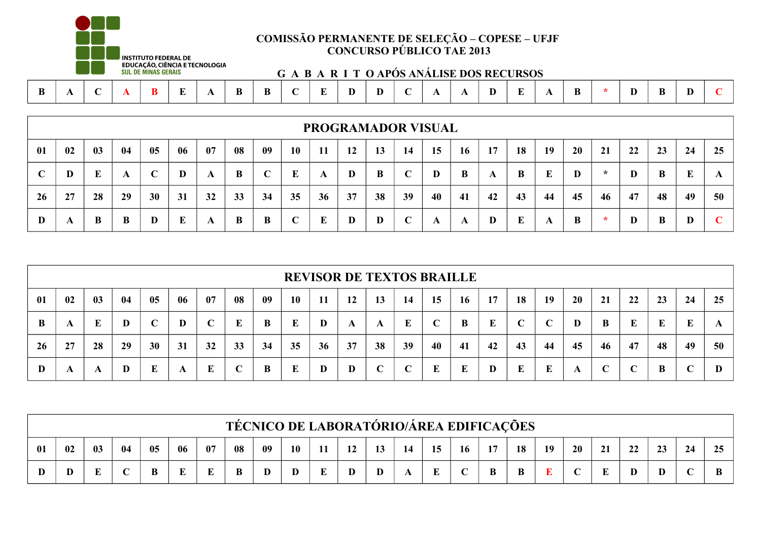INSTITUTO FEDERAL DE EDUCAÇÃO, CIÊNCIA E TECNOLOGIA
SUL DE MINAS GERAIS

**COMISSÃO PERMANENTE DE SELEÇÃO – COPESE – UFJF**
**CONCURSO PÚBLICO TAE 2013**

**G A B A R I T O APÓS ANÁLISE DOS RECURSOS**

| B | A | C | A | B | E | A | B | B | C | E | D | D | C | A | A | D | E | A | B | * | D | B | D | C |
|---|---|---|---|---|---|---|---|---|---|---|---|---|---|---|---|---|---|---|---|---|---|---|---|---|

| PROGRAMADOR VISUAL | | | | | | | | | | | | | | | | | | | | | | | | |
|---|---|---|---|---|---|---|---|---|---|---|---|---|---|---|---|---|---|---|---|---|---|---|---|---|
| 01 | 02 | 03 | 04 | 05 | 06 | 07 | 08 | 09 | 10 | 11 | 12 | 13 | 14 | 15 | 16 | 17 | 18 | 19 | 20 | 21 | 22 | 23 | 24 | 25 |
| C | D | E | A | C | D | A | B | C | E | A | D | B | C | D | B | A | B | E | D | * | D | B | E | A |
| 26 | 27 | 28 | 29 | 30 | 31 | 32 | 33 | 34 | 35 | 36 | 37 | 38 | 39 | 40 | 41 | 42 | 43 | 44 | 45 | 46 | 47 | 48 | 49 | 50 |
| D | A | B | B | D | E | A | B | B | C | E | D | D | C | A | A | D | E | A | B | * | D | B | D | C |

| REVISOR DE TEXTOS BRAILLE | | | | | | | | | | | | | | | | | | | | | | | | |
|---|---|---|---|---|---|---|---|---|---|---|---|---|---|---|---|---|---|---|---|---|---|---|---|---|
| 01 | 02 | 03 | 04 | 05 | 06 | 07 | 08 | 09 | 10 | 11 | 12 | 13 | 14 | 15 | 16 | 17 | 18 | 19 | 20 | 21 | 22 | 23 | 24 | 25 |
| B | A | E | D | C | D | C | E | B | E | D | A | A | E | C | B | E | C | C | D | B | E | E | E | A |
| 26 | 27 | 28 | 29 | 30 | 31 | 32 | 33 | 34 | 35 | 36 | 37 | 38 | 39 | 40 | 41 | 42 | 43 | 44 | 45 | 46 | 47 | 48 | 49 | 50 |
| D | A | A | D | E | A | E | C | B | E | D | D | C | C | E | E | D | E | E | A | C | C | B | C | D |

| TÉCNICO DE LABORATÓRIO/ÁREA EDIFICAÇÕES | | | | | | | | | | | | | | | | | | | | | | | | |
|---|---|---|---|---|---|---|---|---|---|---|---|---|---|---|---|---|---|---|---|---|---|---|---|---|
| 01 | 02 | 03 | 04 | 05 | 06 | 07 | 08 | 09 | 10 | 11 | 12 | 13 | 14 | 15 | 16 | 17 | 18 | 19 | 20 | 21 | 22 | 23 | 24 | 25 |
| D | D | E | C | B | E | E | B | D | D | E | D | D | A | E | C | B | B | E | C | E | D | D | C | B |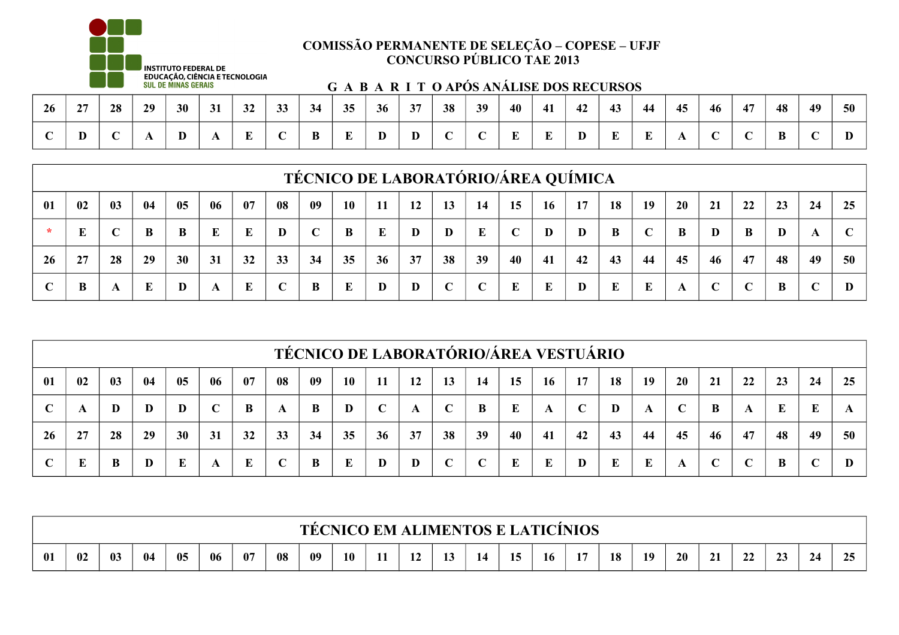INSTITUTO FEDERAL DE EDUCAÇÃO, CIÊNCIA E TECNOLOGIA SUL DE MINAS GERAIS

**COMISSÃO PERMANENTE DE SELEÇÃO – COPESE – UFJF**
**CONCURSO PÚBLICO TAE 2013**

**G A B A R I T O APÓS ANÁLISE DOS RECURSOS**

| 26 | 27 | 28 | 29 | 30 | 31 | 32 | 33 | 34 | 35 | 36 | 37 | 38 | 39 | 40 | 41 | 42 | 43 | 44 | 45 | 46 | 47 | 48 | 49 | 50 |
|---|---|---|---|---|---|---|---|---|---|---|---|---|---|---|---|---|---|---|---|---|---|---|---|---|
| C | D | C | A | D | A | E | C | B | E | D | D | C | C | E | E | D | E | E | A | C | C | B | C | D |

## TÉCNICO DE LABORATÓRIO/ÁREA QUÍMICA

| 01 | 02 | 03 | 04 | 05 | 06 | 07 | 08 | 09 | 10 | 11 | 12 | 13 | 14 | 15 | 16 | 17 | 18 | 19 | 20 | 21 | 22 | 23 | 24 | 25 |
|---|---|---|---|---|---|---|---|---|---|---|---|---|---|---|---|---|---|---|---|---|---|---|---|---|
| * | E | C | B | B | E | E | D | C | B | E | D | D | E | C | D | D | B | C | B | D | B | D | A | C |
| 26 | 27 | 28 | 29 | 30 | 31 | 32 | 33 | 34 | 35 | 36 | 37 | 38 | 39 | 40 | 41 | 42 | 43 | 44 | 45 | 46 | 47 | 48 | 49 | 50 |
| C | B | A | E | D | A | E | C | B | E | D | D | C | C | E | E | D | E | E | A | C | C | B | C | D |

## TÉCNICO DE LABORATÓRIO/ÁREA VESTUÁRIO

| 01 | 02 | 03 | 04 | 05 | 06 | 07 | 08 | 09 | 10 | 11 | 12 | 13 | 14 | 15 | 16 | 17 | 18 | 19 | 20 | 21 | 22 | 23 | 24 | 25 |
|---|---|---|---|---|---|---|---|---|---|---|---|---|---|---|---|---|---|---|---|---|---|---|---|---|
| C | A | D | D | D | C | B | A | B | D | C | A | C | B | E | A | C | D | A | C | B | A | E | E | A |
| 26 | 27 | 28 | 29 | 30 | 31 | 32 | 33 | 34 | 35 | 36 | 37 | 38 | 39 | 40 | 41 | 42 | 43 | 44 | 45 | 46 | 47 | 48 | 49 | 50 |
| C | E | B | D | E | A | E | C | B | E | D | D | C | C | E | E | D | E | E | A | C | C | B | C | D |

## TÉCNICO EM ALIMENTOS E LATICÍNIOS

| 01 | 02 | 03 | 04 | 05 | 06 | 07 | 08 | 09 | 10 | 11 | 12 | 13 | 14 | 15 | 16 | 17 | 18 | 19 | 20 | 21 | 22 | 23 | 24 | 25 |
|---|---|---|---|---|---|---|---|---|---|---|---|---|---|---|---|---|---|---|---|---|---|---|---|---|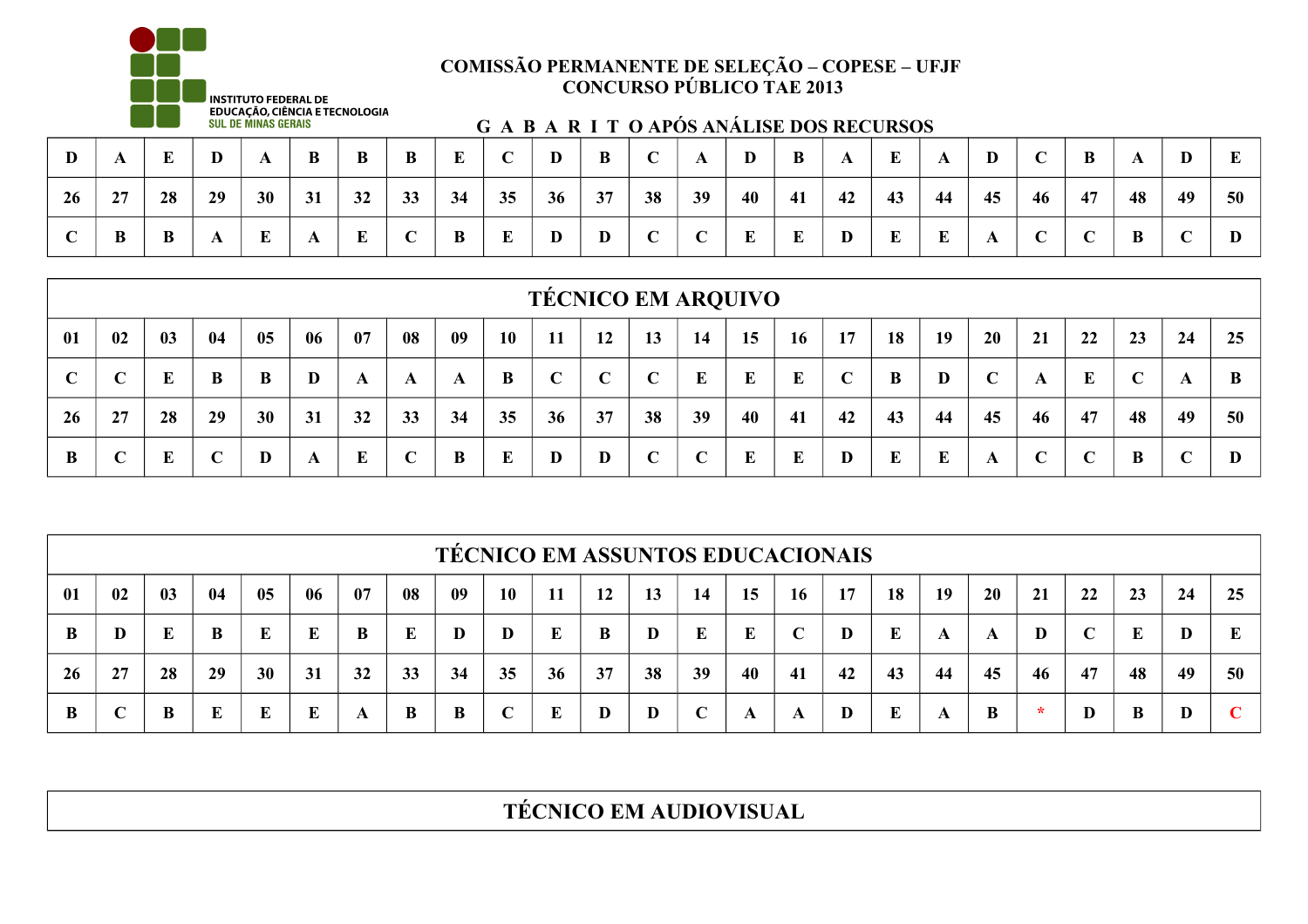INSTITUTO FEDERAL DE EDUCAÇÃO, CIÊNCIA E TECNOLOGIA SUL DE MINAS GERAIS

**COMISSÃO PERMANENTE DE SELEÇÃO – COPESE – UFJF**
**CONCURSO PÚBLICO TAE 2013**

**G A B A R I T O APÓS ANÁLISE DOS RECURSOS**

| D | A | E | D | A | B | B | B | E | C | D | B | C | A | D | B | A | E | A | D | C | B | A | D | E |
|---|---|---|---|---|---|---|---|---|---|---|---|---|---|---|---|---|---|---|---|---|---|---|---|---|
| 26 | 27 | 28 | 29 | 30 | 31 | 32 | 33 | 34 | 35 | 36 | 37 | 38 | 39 | 40 | 41 | 42 | 43 | 44 | 45 | 46 | 47 | 48 | 49 | 50 |
| C | B | B | A | E | A | E | C | B | E | D | D | C | C | E | E | D | E | E | A | C | C | B | C | D |

## TÉCNICO EM ARQUIVO

| 01 | 02 | 03 | 04 | 05 | 06 | 07 | 08 | 09 | 10 | 11 | 12 | 13 | 14 | 15 | 16 | 17 | 18 | 19 | 20 | 21 | 22 | 23 | 24 | 25 |
|---|---|---|---|---|---|---|---|---|---|---|---|---|---|---|---|---|---|---|---|---|---|---|---|---|
| C | C | E | B | B | D | A | A | A | B | C | C | C | E | E | E | C | B | D | C | A | E | C | A | B |
| 26 | 27 | 28 | 29 | 30 | 31 | 32 | 33 | 34 | 35 | 36 | 37 | 38 | 39 | 40 | 41 | 42 | 43 | 44 | 45 | 46 | 47 | 48 | 49 | 50 |
| B | C | E | C | D | A | E | C | B | E | D | D | C | C | E | E | D | E | E | A | C | C | B | C | D |

## TÉCNICO EM ASSUNTOS EDUCACIONAIS

| 01 | 02 | 03 | 04 | 05 | 06 | 07 | 08 | 09 | 10 | 11 | 12 | 13 | 14 | 15 | 16 | 17 | 18 | 19 | 20 | 21 | 22 | 23 | 24 | 25 |
|---|---|---|---|---|---|---|---|---|---|---|---|---|---|---|---|---|---|---|---|---|---|---|---|---|
| B | D | E | B | E | E | B | E | D | D | E | B | D | E | E | C | D | E | A | A | D | C | E | D | E |
| 26 | 27 | 28 | 29 | 30 | 31 | 32 | 33 | 34 | 35 | 36 | 37 | 38 | 39 | 40 | 41 | 42 | 43 | 44 | 45 | 46 | 47 | 48 | 49 | 50 |
| B | C | B | E | E | E | A | B | B | C | E | D | D | C | A | A | D | E | A | B | * | D | B | D | C |

## TÉCNICO EM AUDIOVISUAL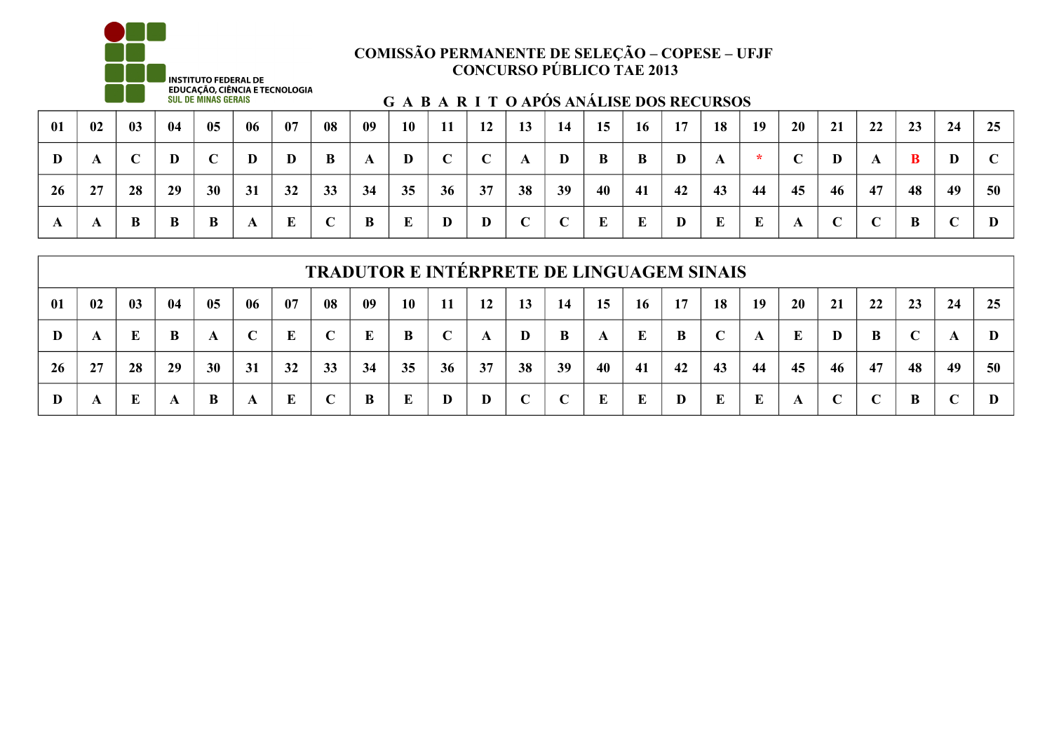INSTITUTO FEDERAL DE EDUCAÇÃO, CIÊNCIA E TECNOLOGIA SUL DE MINAS GERAIS

# COMISSÃO PERMANENTE DE SELEÇÃO – COPESE – UFJF
# CONCURSO PÚBLICO TAE 2013

## G A B A R I T O APÓS ANÁLISE DOS RECURSOS

| 01 | 02 | 03 | 04 | 05 | 06 | 07 | 08 | 09 | 10 | 11 | 12 | 13 | 14 | 15 | 16 | 17 | 18 | 19 | 20 | 21 | 22 | 23 | 24 | 25 |
|---|---|---|---|---|---|---|---|---|---|---|---|---|---|---|---|---|---|---|---|---|---|---|---|---|
| D | A | C | D | C | D | D | B | A | D | C | C | A | D | B | B | D | A | * | C | D | A | B | D | C |
| 26 | 27 | 28 | 29 | 30 | 31 | 32 | 33 | 34 | 35 | 36 | 37 | 38 | 39 | 40 | 41 | 42 | 43 | 44 | 45 | 46 | 47 | 48 | 49 | 50 |
| A | A | B | B | B | A | E | C | B | E | D | D | C | C | E | E | D | E | E | A | C | C | B | C | D |

## TRADUTOR E INTÉRPRETE DE LINGUAGEM SINAIS

| 01 | 02 | 03 | 04 | 05 | 06 | 07 | 08 | 09 | 10 | 11 | 12 | 13 | 14 | 15 | 16 | 17 | 18 | 19 | 20 | 21 | 22 | 23 | 24 | 25 |
|---|---|---|---|---|---|---|---|---|---|---|---|---|---|---|---|---|---|---|---|---|---|---|---|---|
| D | A | E | B | A | C | E | C | E | B | C | A | D | B | A | E | B | C | A | E | D | B | C | A | D |
| 26 | 27 | 28 | 29 | 30 | 31 | 32 | 33 | 34 | 35 | 36 | 37 | 38 | 39 | 40 | 41 | 42 | 43 | 44 | 45 | 46 | 47 | 48 | 49 | 50 |
| D | A | E | A | B | A | E | C | B | E | D | D | C | C | E | E | D | E | E | A | C | C | B | C | D |